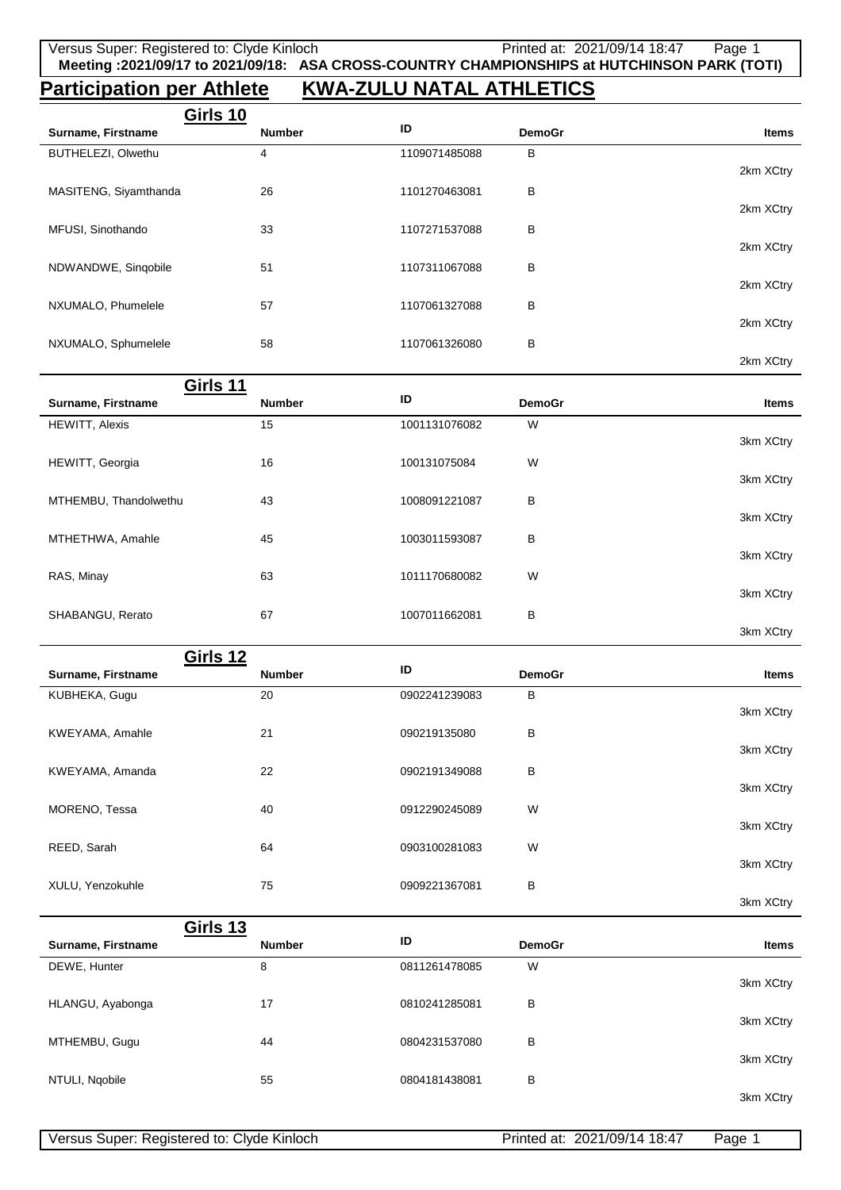**Meeting :2021/09/17 to 2021/09/18: ASA CROSS-COUNTRY CHAMPIONSHIPS at HUTCHINSON PARK (TOTI)**

# Participation per Athlete KWA-ZULU NATAL ATHLETICS

## Girls 10

| Surname, Firstname | Number | ID | DemoGr | Items |
|---|---|---|---|---|
| BUTHELEZI, Olwethu | 4 | 1109071485088 | B | 2km XCtry |
| MASITENG, Siyamthanda | 26 | 1101270463081 | B | 2km XCtry |
| MFUSI, Sinothando | 33 | 1107271537088 | B | 2km XCtry |
| NDWANDWE, Sinqobile | 51 | 1107311067088 | B | 2km XCtry |
| NXUMALO, Phumelele | 57 | 1107061327088 | B | 2km XCtry |
| NXUMALO, Sphumelele | 58 | 1107061326080 | B | 2km XCtry |

## Girls 11

| Surname, Firstname | Number | ID | DemoGr | Items |
|---|---|---|---|---|
| HEWITT, Alexis | 15 | 1001131076082 | W | 3km XCtry |
| HEWITT, Georgia | 16 | 100131075084 | W | 3km XCtry |
| MTHEMBU, Thandolwethu | 43 | 1008091221087 | B | 3km XCtry |
| MTHETHWA, Amahle | 45 | 1003011593087 | B | 3km XCtry |
| RAS, Minay | 63 | 1011170680082 | W | 3km XCtry |
| SHABANGU, Rerato | 67 | 1007011662081 | B | 3km XCtry |

## Girls 12

| Surname, Firstname | Number | ID | DemoGr | Items |
|---|---|---|---|---|
| KUBHEKA, Gugu | 20 | 0902241239083 | B | 3km XCtry |
| KWEYAMA, Amahle | 21 | 090219135080 | B | 3km XCtry |
| KWEYAMA, Amanda | 22 | 0902191349088 | B | 3km XCtry |
| MORENO, Tessa | 40 | 0912290245089 | W | 3km XCtry |
| REED, Sarah | 64 | 0903100281083 | W | 3km XCtry |
| XULU, Yenzokuhle | 75 | 0909221367081 | B | 3km XCtry |

## Girls 13

| Surname, Firstname | Number | ID | DemoGr | Items |
|---|---|---|---|---|
| DEWE, Hunter | 8 | 0811261478085 | W | 3km XCtry |
| HLANGU, Ayabonga | 17 | 0810241285081 | B | 3km XCtry |
| MTHEMBU, Gugu | 44 | 0804231537080 | B | 3km XCtry |
| NTULI, Nqobile | 55 | 0804181438081 | B | 3km XCtry |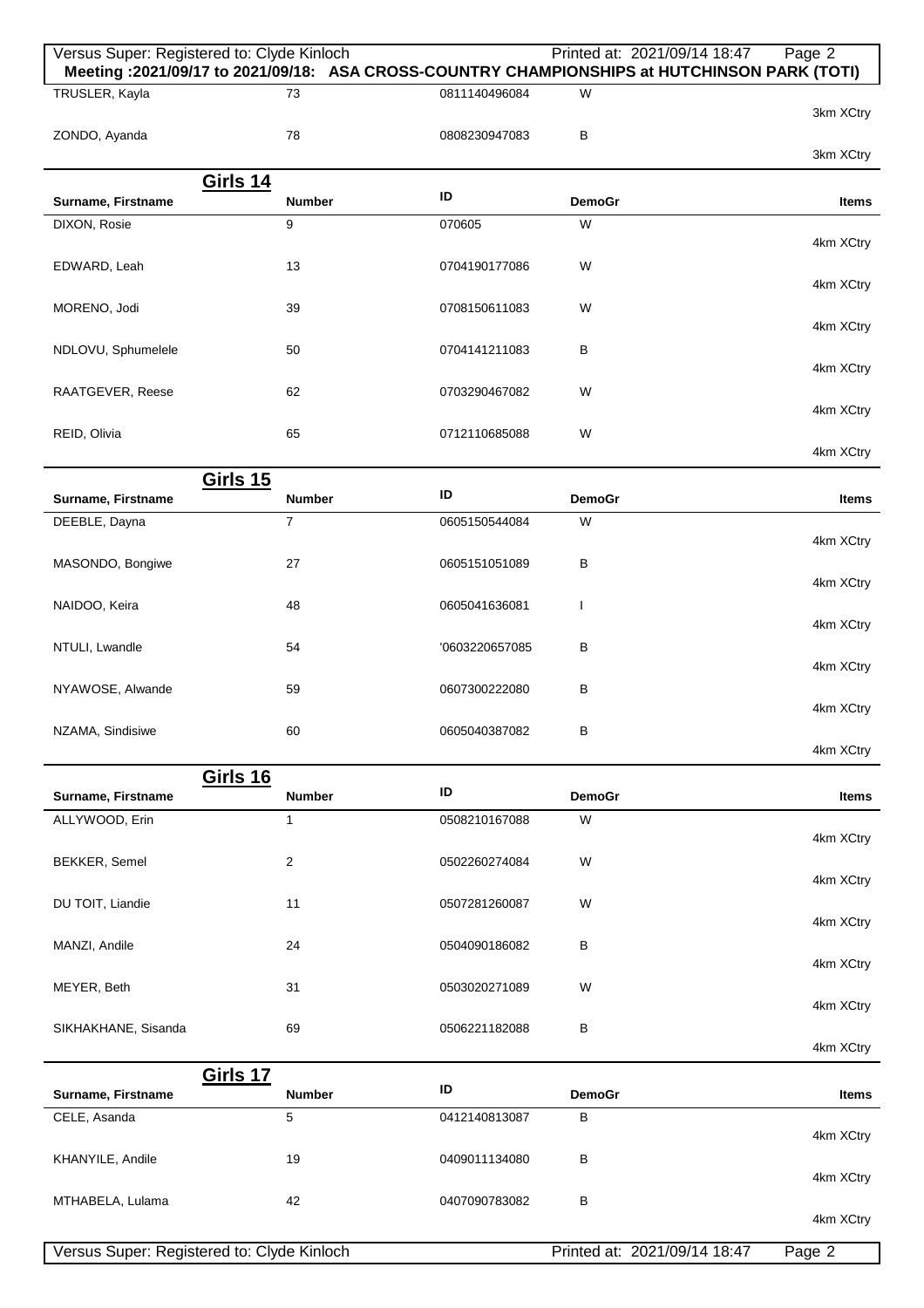Meeting :2021/09/17 to 2021/09/18: ASA CROSS-COUNTRY CHAMPIONSHIPS at HUTCHINSON PARK (TOTI)

| Surname, Firstname | Number | ID | DemoGr | Items |
|---|---|---|---|---|
| TRUSLER, Kayla | 73 | 0811140496084 | W | 3km XCtry |
| ZONDO, Ayanda | 78 | 0808230947083 | B | 3km XCtry |

## Girls 14

| Surname, Firstname | Number | ID | DemoGr | Items |
|---|---|---|---|---|
| DIXON, Rosie | 9 | 070605 | W | 4km XCtry |
| EDWARD, Leah | 13 | 0704190177086 | W | 4km XCtry |
| MORENO, Jodi | 39 | 0708150611083 | W | 4km XCtry |
| NDLOVU, Sphumelele | 50 | 0704141211083 | B | 4km XCtry |
| RAATGEVER, Reese | 62 | 0703290467082 | W | 4km XCtry |
| REID, Olivia | 65 | 0712110685088 | W | 4km XCtry |

## Girls 15

| Surname, Firstname | Number | ID | DemoGr | Items |
|---|---|---|---|---|
| DEEBLE, Dayna | 7 | 0605150544084 | W | 4km XCtry |
| MASONDO, Bongiwe | 27 | 0605151051089 | B | 4km XCtry |
| NAIDOO, Keira | 48 | 0605041636081 | I | 4km XCtry |
| NTULI, Lwandle | 54 | '0603220657085 | B | 4km XCtry |
| NYAWOSE, Alwande | 59 | 0607300222080 | B | 4km XCtry |
| NZAMA, Sindisiwe | 60 | 0605040387082 | B | 4km XCtry |

## Girls 16

| Surname, Firstname | Number | ID | DemoGr | Items |
|---|---|---|---|---|
| ALLYWOOD, Erin | 1 | 0508210167088 | W | 4km XCtry |
| BEKKER, Semel | 2 | 0502260274084 | W | 4km XCtry |
| DU TOIT, Liandie | 11 | 0507281260087 | W | 4km XCtry |
| MANZI, Andile | 24 | 0504090186082 | B | 4km XCtry |
| MEYER, Beth | 31 | 0503020271089 | W | 4km XCtry |
| SIKHAKHANE, Sisanda | 69 | 0506221182088 | B | 4km XCtry |

## Girls 17

| Surname, Firstname | Number | ID | DemoGr | Items |
|---|---|---|---|---|
| CELE, Asanda | 5 | 0412140813087 | B | 4km XCtry |
| KHANYILE, Andile | 19 | 0409011134080 | B | 4km XCtry |
| MTHABELA, Lulama | 42 | 0407090783082 | B | 4km XCtry |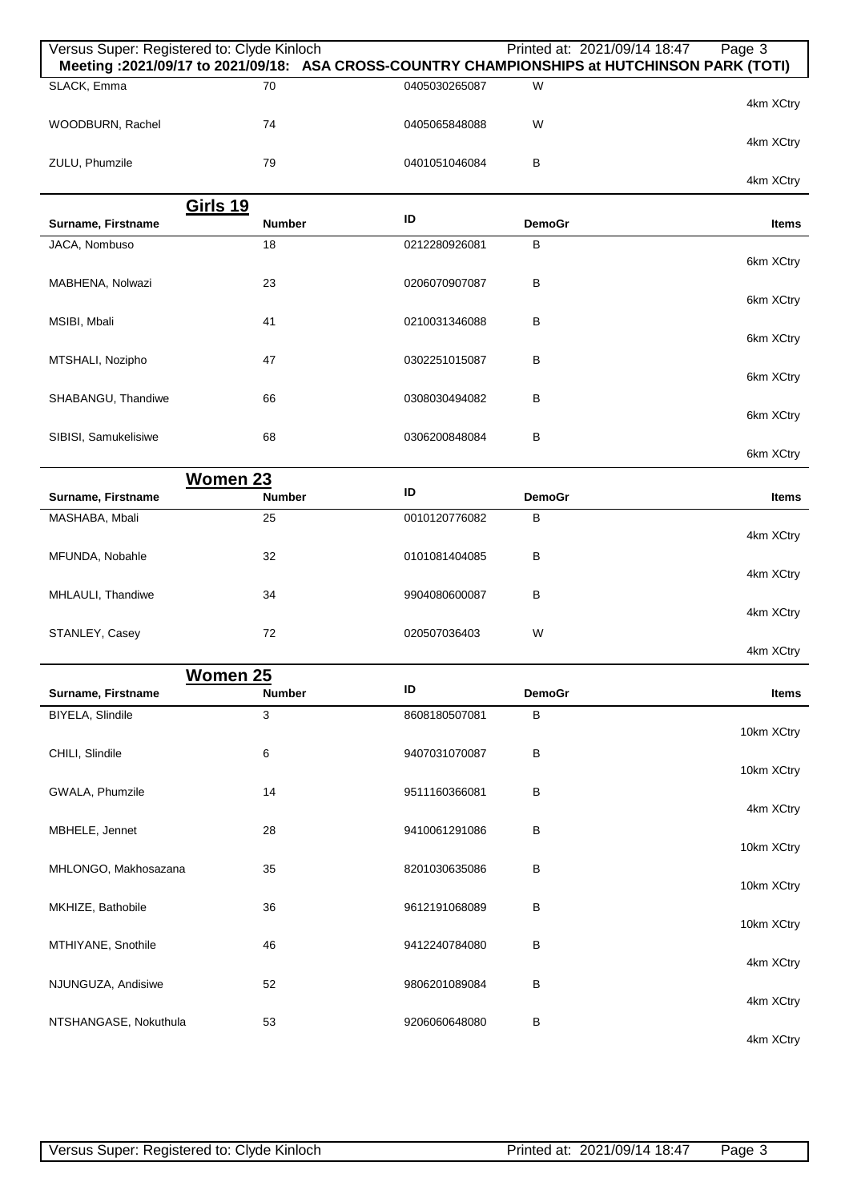Meeting :2021/09/17 to 2021/09/18: ASA CROSS-COUNTRY CHAMPIONSHIPS at HUTCHINSON PARK (TOTI)

| Surname, Firstname | Number | ID | DemoGr | Items |
|---|---|---|---|---|
| SLACK, Emma | 70 | 0405030265087 | W | 4km XCtry |
| WOODBURN, Rachel | 74 | 0405065848088 | W | 4km XCtry |
| ZULU, Phumzile | 79 | 0401051046084 | B | 4km XCtry |

## Girls 19

| Surname, Firstname | Number | ID | DemoGr | Items |
|---|---|---|---|---|
| JACA, Nombuso | 18 | 0212280926081 | B | 6km XCtry |
| MABHENA, Nolwazi | 23 | 0206070907087 | B | 6km XCtry |
| MSIBI, Mbali | 41 | 0210031346088 | B | 6km XCtry |
| MTSHALI, Nozipho | 47 | 0302251015087 | B | 6km XCtry |
| SHABANGU, Thandiwe | 66 | 0308030494082 | B | 6km XCtry |
| SIBISI, Samukelisiwe | 68 | 0306200848084 | B | 6km XCtry |

## Women 23

| Surname, Firstname | Number | ID | DemoGr | Items |
|---|---|---|---|---|
| MASHABA, Mbali | 25 | 0010120776082 | B | 4km XCtry |
| MFUNDA, Nobahle | 32 | 0101081404085 | B | 4km XCtry |
| MHLAULI, Thandiwe | 34 | 9904080600087 | B | 4km XCtry |
| STANLEY, Casey | 72 | 020507036403 | W | 4km XCtry |

## Women 25

| Surname, Firstname | Number | ID | DemoGr | Items |
|---|---|---|---|---|
| BIYELA, Slindile | 3 | 8608180507081 | B | 10km XCtry |
| CHILI, Slindile | 6 | 9407031070087 | B | 10km XCtry |
| GWALA, Phumzile | 14 | 9511160366081 | B | 4km XCtry |
| MBHELE, Jennet | 28 | 9410061291086 | B | 10km XCtry |
| MHLONGO, Makhosazana | 35 | 8201030635086 | B | 10km XCtry |
| MKHIZE, Bathobile | 36 | 9612191068089 | B | 10km XCtry |
| MTHIYANE, Snothile | 46 | 9412240784080 | B | 4km XCtry |
| NJUNGUZA, Andisiwe | 52 | 9806201089084 | B | 4km XCtry |
| NTSHANGASE, Nokuthula | 53 | 9206060648080 | B | 4km XCtry |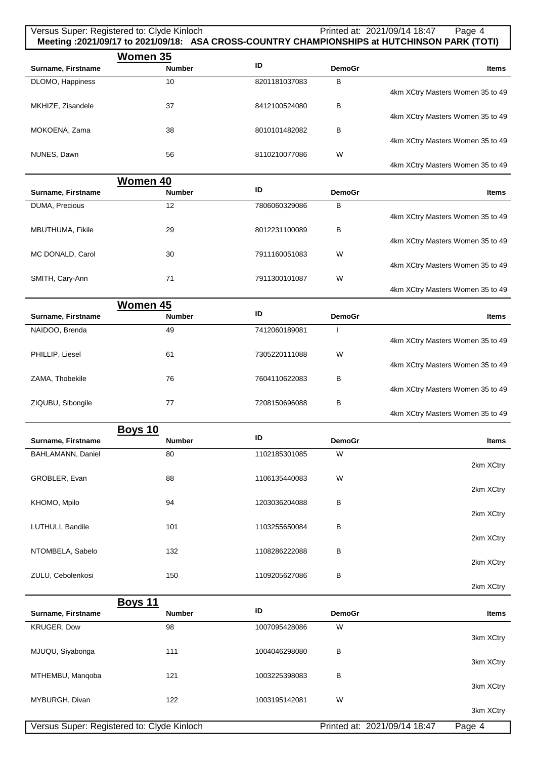## Women 35

| Surname, Firstname | Number | ID | DemoGr | Items |
|---|---|---|---|---|
| DLOMO, Happiness | 10 | 8201181037083 | B | 4km XCtry Masters Women 35 to 49 |
| MKHIZE, Zisandele | 37 | 8412100524080 | B | 4km XCtry Masters Women 35 to 49 |
| MOKOENA, Zama | 38 | 8010101482082 | B | 4km XCtry Masters Women 35 to 49 |
| NUNES, Dawn | 56 | 8110210077086 | W | 4km XCtry Masters Women 35 to 49 |

## Women 40

| Surname, Firstname | Number | ID | DemoGr | Items |
|---|---|---|---|---|
| DUMA, Precious | 12 | 7806060329086 | B | 4km XCtry Masters Women 35 to 49 |
| MBUTHUMA, Fikile | 29 | 8012231100089 | B | 4km XCtry Masters Women 35 to 49 |
| MC DONALD, Carol | 30 | 7911160051083 | W | 4km XCtry Masters Women 35 to 49 |
| SMITH, Cary-Ann | 71 | 7911300101087 | W | 4km XCtry Masters Women 35 to 49 |

## Women 45

| Surname, Firstname | Number | ID | DemoGr | Items |
|---|---|---|---|---|
| NAIDOO, Brenda | 49 | 7412060189081 | I | 4km XCtry Masters Women 35 to 49 |
| PHILLIP, Liesel | 61 | 7305220111088 | W | 4km XCtry Masters Women 35 to 49 |
| ZAMA, Thobekile | 76 | 7604110622083 | B | 4km XCtry Masters Women 35 to 49 |
| ZIQUBU, Sibongile | 77 | 7208150696088 | B | 4km XCtry Masters Women 35 to 49 |

## Boys 10

| Surname, Firstname | Number | ID | DemoGr | Items |
|---|---|---|---|---|
| BAHLAMANN, Daniel | 80 | 1102185301085 | W | 2km XCtry |
| GROBLER, Evan | 88 | 1106135440083 | W | 2km XCtry |
| KHOMO, Mpilo | 94 | 1203036204088 | B | 2km XCtry |
| LUTHULI, Bandile | 101 | 1103255650084 | B | 2km XCtry |
| NTOMBELA, Sabelo | 132 | 1108286222088 | B | 2km XCtry |
| ZULU, Cebolenkosi | 150 | 1109205627086 | B | 2km XCtry |

## Boys 11

| Surname, Firstname | Number | ID | DemoGr | Items |
|---|---|---|---|---|
| KRUGER, Dow | 98 | 1007095428086 | W | 3km XCtry |
| MJUQU, Siyabonga | 111 | 1004046298080 | B | 3km XCtry |
| MTHEMBU, Manqoba | 121 | 1003225398083 | B | 3km XCtry |
| MYBURGH, Divan | 122 | 1003195142081 | W | 3km XCtry |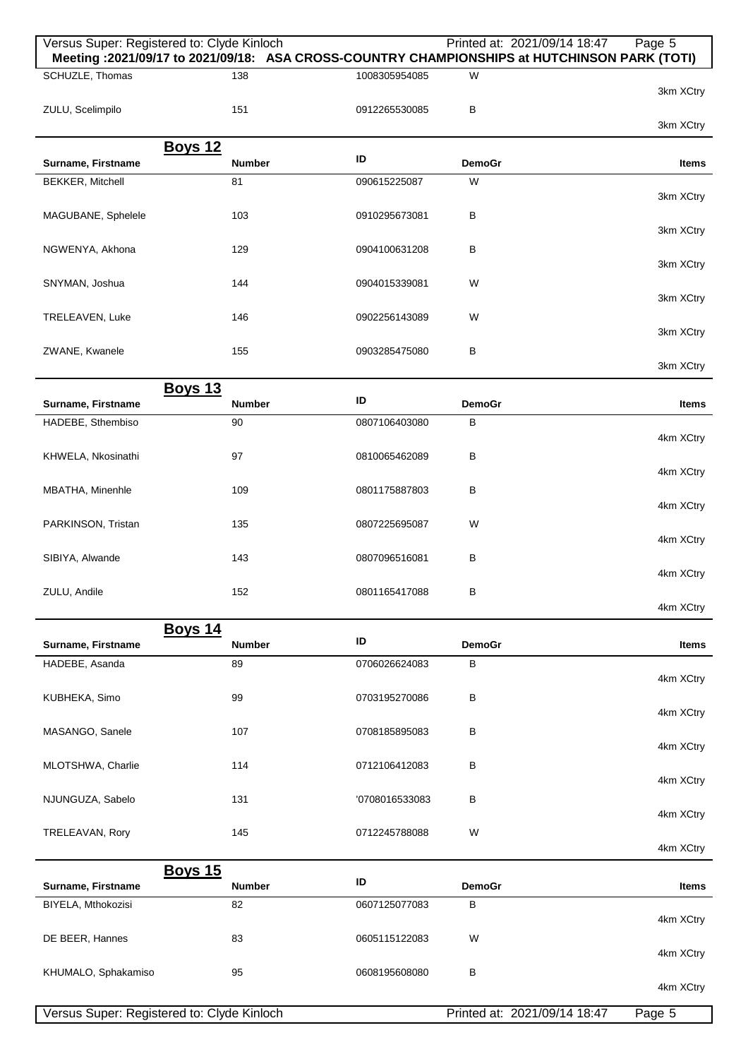| Surname, Firstname | Number | ID | DemoGr | Items |
|---|---|---|---|---|
| SCHUZLE, Thomas | 138 | 1008305954085 | W | 3km XCtry |
| ZULU, Scelimpilo | 151 | 0912265530085 | B | 3km XCtry |

## Boys 12

| Surname, Firstname | Number | ID | DemoGr | Items |
|---|---|---|---|---|
| BEKKER, Mitchell | 81 | 090615225087 | W | 3km XCtry |
| MAGUBANE, Sphelele | 103 | 0910295673081 | B | 3km XCtry |
| NGWENYA, Akhona | 129 | 0904100631208 | B | 3km XCtry |
| SNYMAN, Joshua | 144 | 0904015339081 | W | 3km XCtry |
| TRELEAVEN, Luke | 146 | 0902256143089 | W | 3km XCtry |
| ZWANE, Kwanele | 155 | 0903285475080 | B | 3km XCtry |

## Boys 13

| Surname, Firstname | Number | ID | DemoGr | Items |
|---|---|---|---|---|
| HADEBE, Sthembiso | 90 | 0807106403080 | B | 4km XCtry |
| KHWELA, Nkosinathi | 97 | 0810065462089 | B | 4km XCtry |
| MBATHA, Minenhle | 109 | 0801175887803 | B | 4km XCtry |
| PARKINSON, Tristan | 135 | 0807225695087 | W | 4km XCtry |
| SIBIYA, Alwande | 143 | 0807096516081 | B | 4km XCtry |
| ZULU, Andile | 152 | 0801165417088 | B | 4km XCtry |

## Boys 14

| Surname, Firstname | Number | ID | DemoGr | Items |
|---|---|---|---|---|
| HADEBE, Asanda | 89 | 0706026624083 | B | 4km XCtry |
| KUBHEKA, Simo | 99 | 0703195270086 | B | 4km XCtry |
| MASANGO, Sanele | 107 | 0708185895083 | B | 4km XCtry |
| MLOTSHWA, Charlie | 114 | 0712106412083 | B | 4km XCtry |
| NJUNGUZA, Sabelo | 131 | '0708016533083 | B | 4km XCtry |
| TRELEAVAN, Rory | 145 | 0712245788088 | W | 4km XCtry |

## Boys 15

| Surname, Firstname | Number | ID | DemoGr | Items |
|---|---|---|---|---|
| BIYELA, Mthokozisi | 82 | 0607125077083 | B | 4km XCtry |
| DE BEER, Hannes | 83 | 0605115122083 | W | 4km XCtry |
| KHUMALO, Sphakamiso | 95 | 0608195608080 | B | 4km XCtry |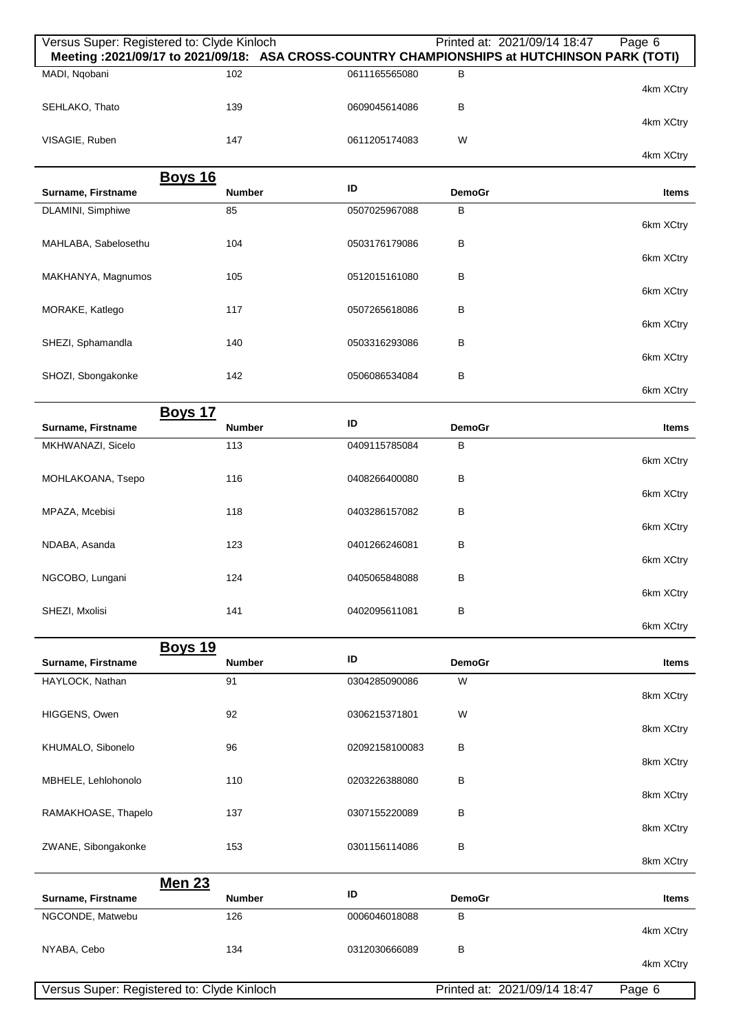Meeting :2021/09/17 to 2021/09/18: ASA CROSS-COUNTRY CHAMPIONSHIPS at HUTCHINSON PARK (TOTI)

| Surname, Firstname | Number | ID | DemoGr | Items |
|---|---|---|---|---|
| MADI, Nqobani | 102 | 0611165565080 | B | 4km XCtry |
| SEHLAKO, Thato | 139 | 0609045614086 | B | 4km XCtry |
| VISAGIE, Ruben | 147 | 0611205174083 | W | 4km XCtry |

## Boys 16

| Surname, Firstname | Number | ID | DemoGr | Items |
|---|---|---|---|---|
| DLAMINI, Simphiwe | 85 | 0507025967088 | B | 6km XCtry |
| MAHLABA, Sabelosethu | 104 | 0503176179086 | B | 6km XCtry |
| MAKHANYA, Magnumos | 105 | 0512015161080 | B | 6km XCtry |
| MORAKE, Katlego | 117 | 0507265618086 | B | 6km XCtry |
| SHEZI, Sphamandla | 140 | 0503316293086 | B | 6km XCtry |
| SHOZI, Sbongakonke | 142 | 0506086534084 | B | 6km XCtry |

## Boys 17

| Surname, Firstname | Number | ID | DemoGr | Items |
|---|---|---|---|---|
| MKHWANAZI, Sicelo | 113 | 0409115785084 | B | 6km XCtry |
| MOHLAKOANA, Tsepo | 116 | 0408266400080 | B | 6km XCtry |
| MPAZA, Mcebisi | 118 | 0403286157082 | B | 6km XCtry |
| NDABA, Asanda | 123 | 0401266246081 | B | 6km XCtry |
| NGCOBO, Lungani | 124 | 0405065848088 | B | 6km XCtry |
| SHEZI, Mxolisi | 141 | 0402095611081 | B | 6km XCtry |

## Boys 19

| Surname, Firstname | Number | ID | DemoGr | Items |
|---|---|---|---|---|
| HAYLOCK, Nathan | 91 | 0304285090086 | W | 8km XCtry |
| HIGGENS, Owen | 92 | 0306215371801 | W | 8km XCtry |
| KHUMALO, Sibonelo | 96 | 02092158100083 | B | 8km XCtry |
| MBHELE, Lehlohonolo | 110 | 0203226388080 | B | 8km XCtry |
| RAMAKHOASE, Thapelo | 137 | 0307155220089 | B | 8km XCtry |
| ZWANE, Sibongakonke | 153 | 0301156114086 | B | 8km XCtry |

## Men 23

| Surname, Firstname | Number | ID | DemoGr | Items |
|---|---|---|---|---|
| NGCONDE, Matwebu | 126 | 0006046018088 | B | 4km XCtry |
| NYABA, Cebo | 134 | 0312030666089 | B | 4km XCtry |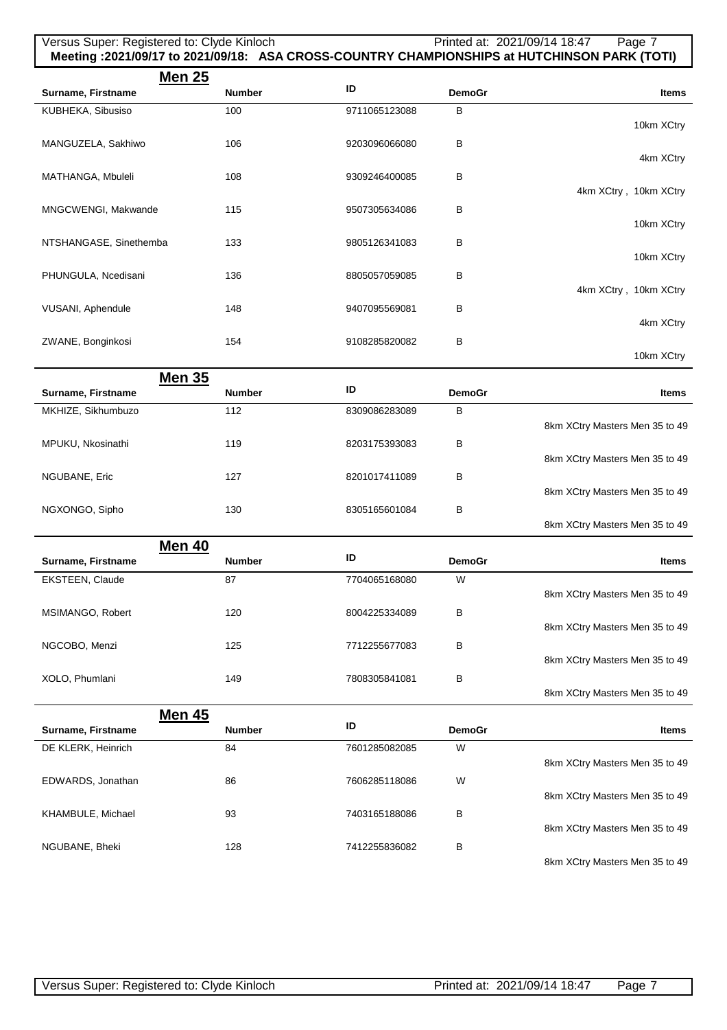**Meeting :2021/09/17 to 2021/09/18: ASA CROSS-COUNTRY CHAMPIONSHIPS at HUTCHINSON PARK (TOTI)**

## Men 25

| Surname, Firstname | Number | ID | DemoGr | Items |
|---|---|---|---|---|
| KUBHEKA, Sibusiso | 100 | 9711065123088 | B | 10km XCtry |
| MANGUZELA, Sakhiwo | 106 | 9203096066080 | B | 4km XCtry |
| MATHANGA, Mbuleli | 108 | 9309246400085 | B | 4km XCtry , 10km XCtry |
| MNGCWENGI, Makwande | 115 | 9507305634086 | B | 10km XCtry |
| NTSHANGASE, Sinethemba | 133 | 9805126341083 | B | 10km XCtry |
| PHUNGULA, Ncedisani | 136 | 8805057059085 | B | 4km XCtry , 10km XCtry |
| VUSANI, Aphendule | 148 | 9407095569081 | B | 4km XCtry |
| ZWANE, Bonginkosi | 154 | 9108285820082 | B | 10km XCtry |

## Men 35

| Surname, Firstname | Number | ID | DemoGr | Items |
|---|---|---|---|---|
| MKHIZE, Sikhumbuzo | 112 | 8309086283089 | B | 8km XCtry Masters Men 35 to 49 |
| MPUKU, Nkosinathi | 119 | 8203175393083 | B | 8km XCtry Masters Men 35 to 49 |
| NGUBANE, Eric | 127 | 8201017411089 | B | 8km XCtry Masters Men 35 to 49 |
| NGXONGO, Sipho | 130 | 8305165601084 | B | 8km XCtry Masters Men 35 to 49 |

## Men 40

| Surname, Firstname | Number | ID | DemoGr | Items |
|---|---|---|---|---|
| EKSTEEN, Claude | 87 | 7704065168080 | W | 8km XCtry Masters Men 35 to 49 |
| MSIMANGO, Robert | 120 | 8004225334089 | B | 8km XCtry Masters Men 35 to 49 |
| NGCOBO, Menzi | 125 | 7712255677083 | B | 8km XCtry Masters Men 35 to 49 |
| XOLO, Phumlani | 149 | 7808305841081 | B | 8km XCtry Masters Men 35 to 49 |

## Men 45

| Surname, Firstname | Number | ID | DemoGr | Items |
|---|---|---|---|---|
| DE KLERK, Heinrich | 84 | 7601285082085 | W | 8km XCtry Masters Men 35 to 49 |
| EDWARDS, Jonathan | 86 | 7606285118086 | W | 8km XCtry Masters Men 35 to 49 |
| KHAMBULE, Michael | 93 | 7403165188086 | B | 8km XCtry Masters Men 35 to 49 |
| NGUBANE, Bheki | 128 | 7412255836082 | B | 8km XCtry Masters Men 35 to 49 |